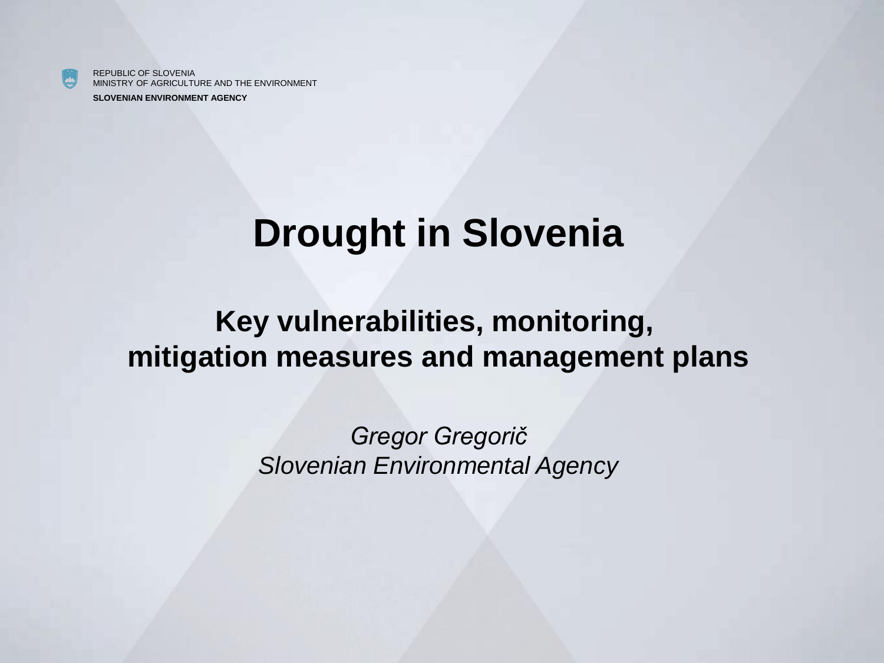REPUBLIC OF SLOVENIA
MINISTRY OF AGRICULTURE AND THE ENVIRONMENT
**SLOVENIAN ENVIRONMENT AGENCY**

# Drought in Slovenia

## Key vulnerabilities, monitoring, mitigation measures and management plans

*Gregor Gregorič*
*Slovenian Environmental Agency*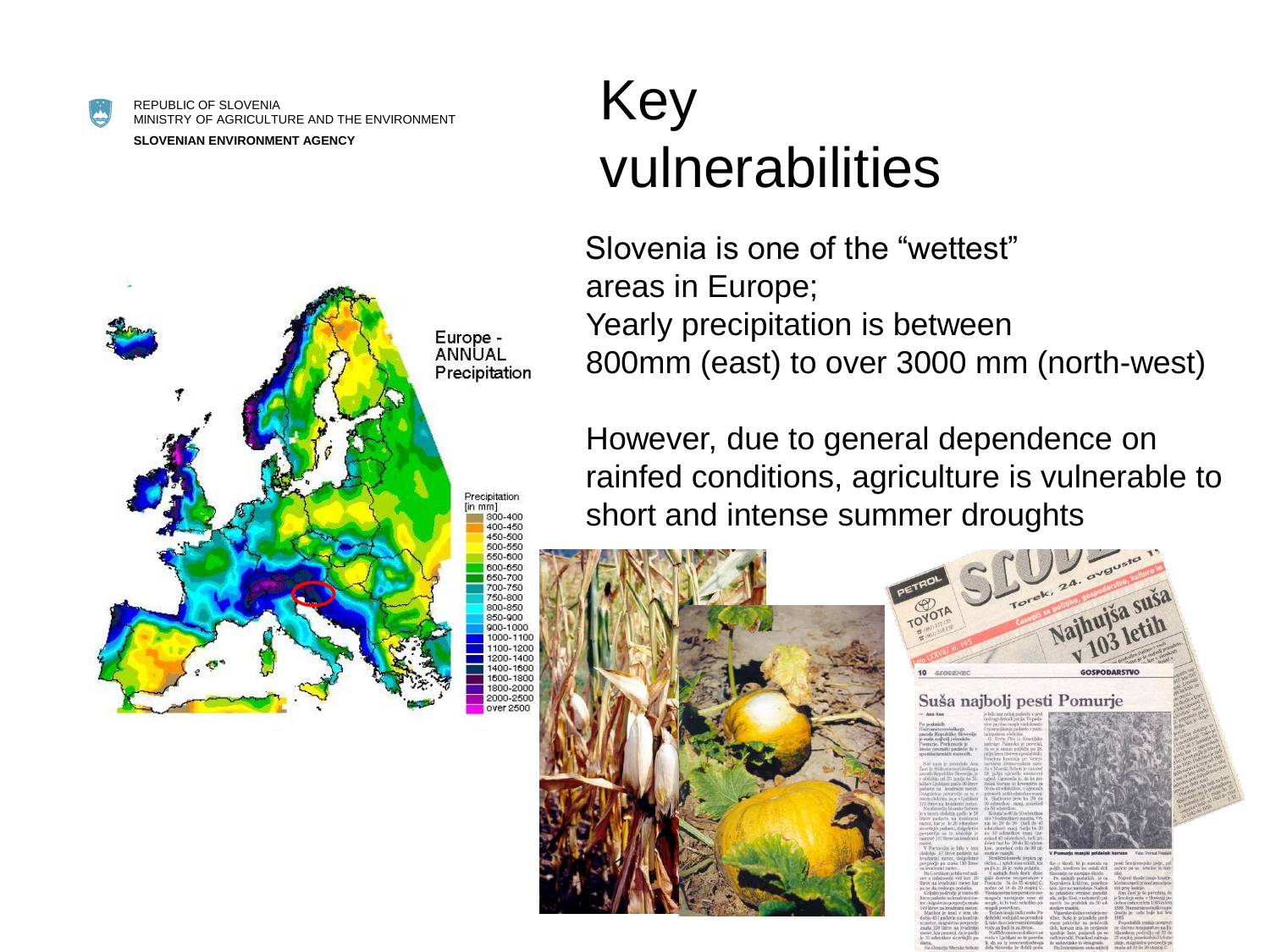REPUBLIC OF SLOVENIA
MINISTRY OF AGRICULTURE AND THE ENVIRONMENT
**SLOVENIAN ENVIRONMENT AGENCY**

# Key vulnerabilities

Slovenia is one of the “wettest” areas in Europe;
Yearly precipitation is between 800mm (east) to over 3000 mm (north-west)

However, due to general dependence on rainfed conditions, agriculture is vulnerable to short and intense summer droughts

Europe - ANNUAL Precipitation

| Precipitation [in mm] |
| --- |
| 300-400 |
| 400-450 |
| 450-500 |
| 500-550 |
| 550-600 |
| 600-650 |
| 650-700 |
| 700-750 |
| 750-800 |
| 800-850 |
| 850-900 |
| 900-1000 |
| 1000-1100 |
| 1100-1200 |
| 1200-1400 |
| 1400-1600 |
| 1600-1800 |
| 1800-2000 |
| 2000-2500 |
| over 2500 |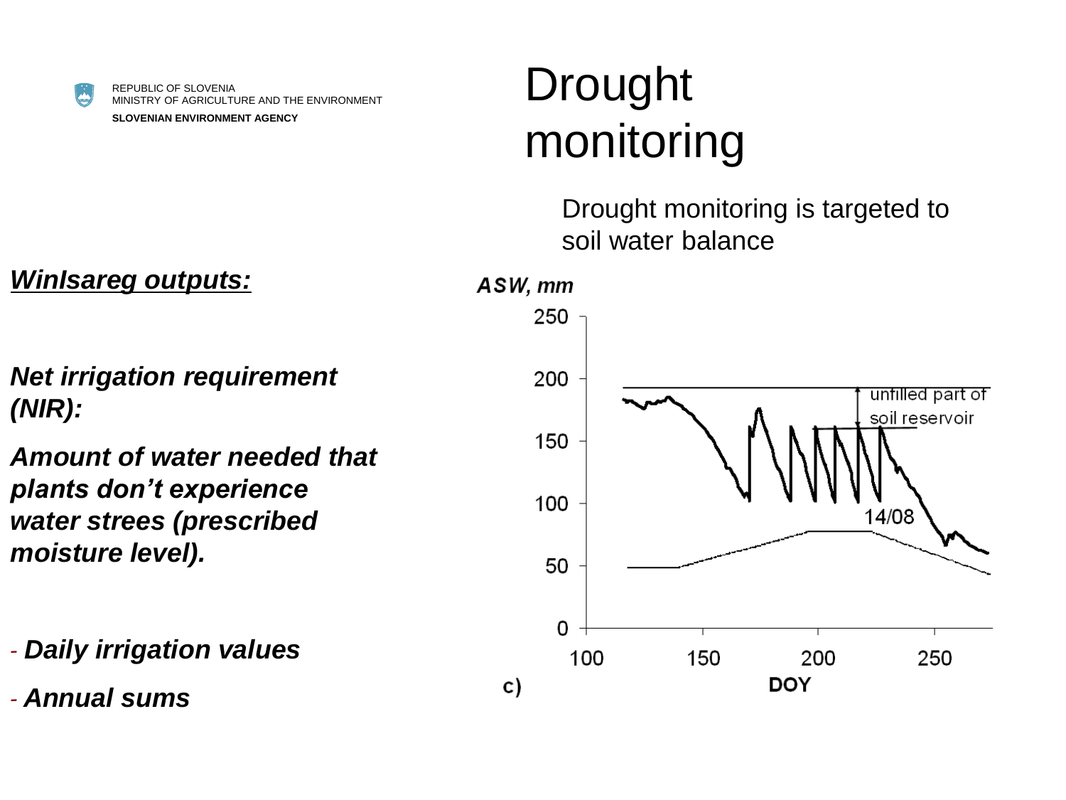REPUBLIC OF SLOVENIA
MINISTRY OF AGRICULTURE AND THE ENVIRONMENT
**SLOVENIAN ENVIRONMENT AGENCY**

# Drought monitoring

Drought monitoring is targeted to soil water balance

***WinIsareg outputs:***

***Net irrigation requirement (NIR):***

***Amount of water needed that plants don't experience water strees (prescribed moisture level).***

- ***Daily irrigation values***
- ***Annual sums***

ASW, mm

250
200
150
100
50
0

unfilled part of soil reservoir

14/08

100 150 200 250

c) DOY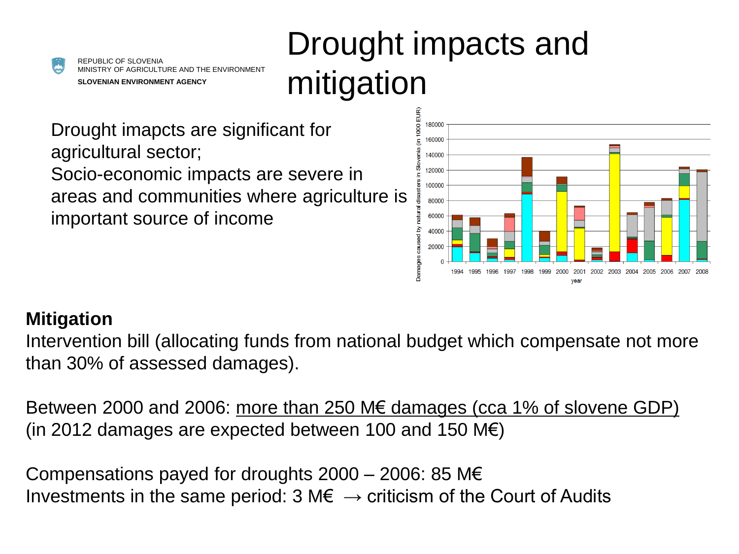REPUBLIC OF SLOVENIA
MINISTRY OF AGRICULTURE AND THE ENVIRONMENT
**SLOVENIAN ENVIRONMENT AGENCY**

# Drought impacts and mitigation

Drought imapcts are significant for agricultural sector;
Socio-economic impacts are severe in areas and communities where agriculture is important source of income

**Mitigation**

Intervention bill (allocating funds from national budget which compensate not more than 30% of assessed damages).

Between 2000 and 2006: more than 250 M€ damages (cca 1% of slovene GDP) (in 2012 damages are expected between 100 and 150 M€)

Compensations payed for droughts 2000 – 2006: 85 M€
Investments in the same period: 3 M€ → criticism of the Court of Audits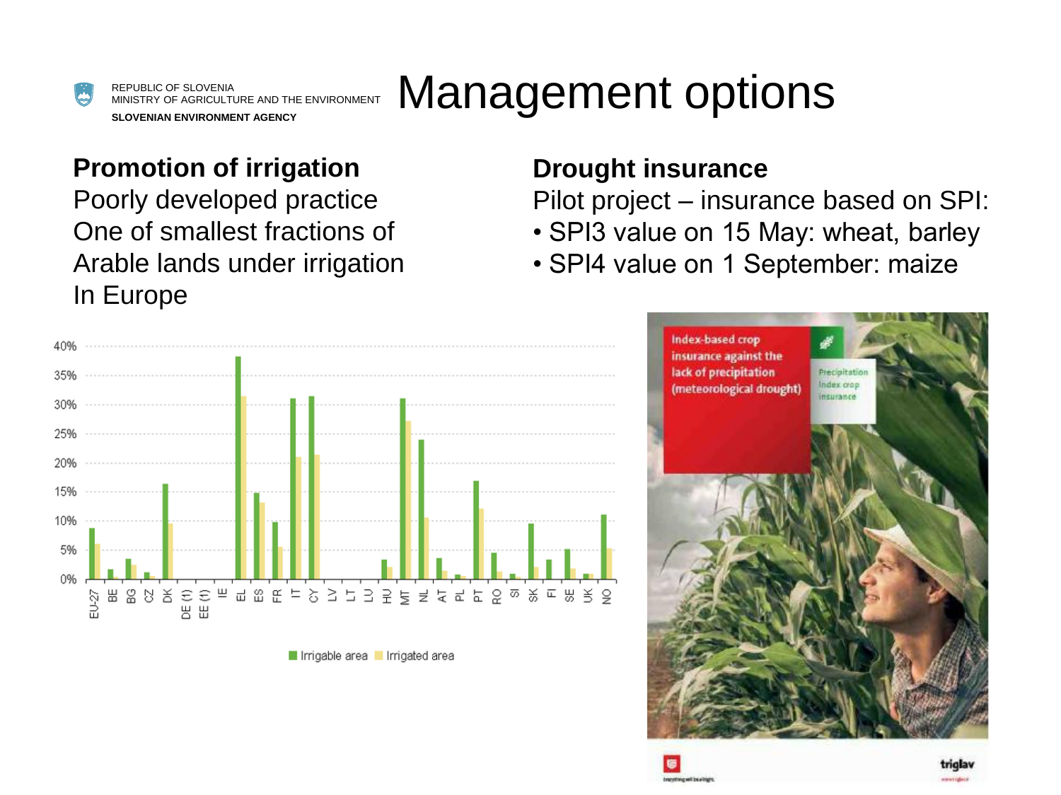# Management options

REPUBLIC OF SLOVENIA
MINISTRY OF AGRICULTURE AND THE ENVIRONMENT
**SLOVENIAN ENVIRONMENT AGENCY**

**Promotion of irrigation**

Poorly developed practice
One of smallest fractions of
Arable lands under irrigation
In Europe

40%
35%
30%
25%
20%
15%
10%
5%
0%

EU-27 BE BG CZ DK DE (1) EE (1) IE EL ES FR IT CY LV LT LU HU MT NL AT PL PT RO SI SK FI SE UK NO

Irrigable area Irrigated area

**Drought insurance**

Pilot project – insurance based on SPI:

- SPI3 value on 15 May: wheat, barley
- SPI4 value on 1 September: maize

Index-based crop insurance against the lack of precipitation (meteorological drought)

Precipitation index crop insurance

triglav